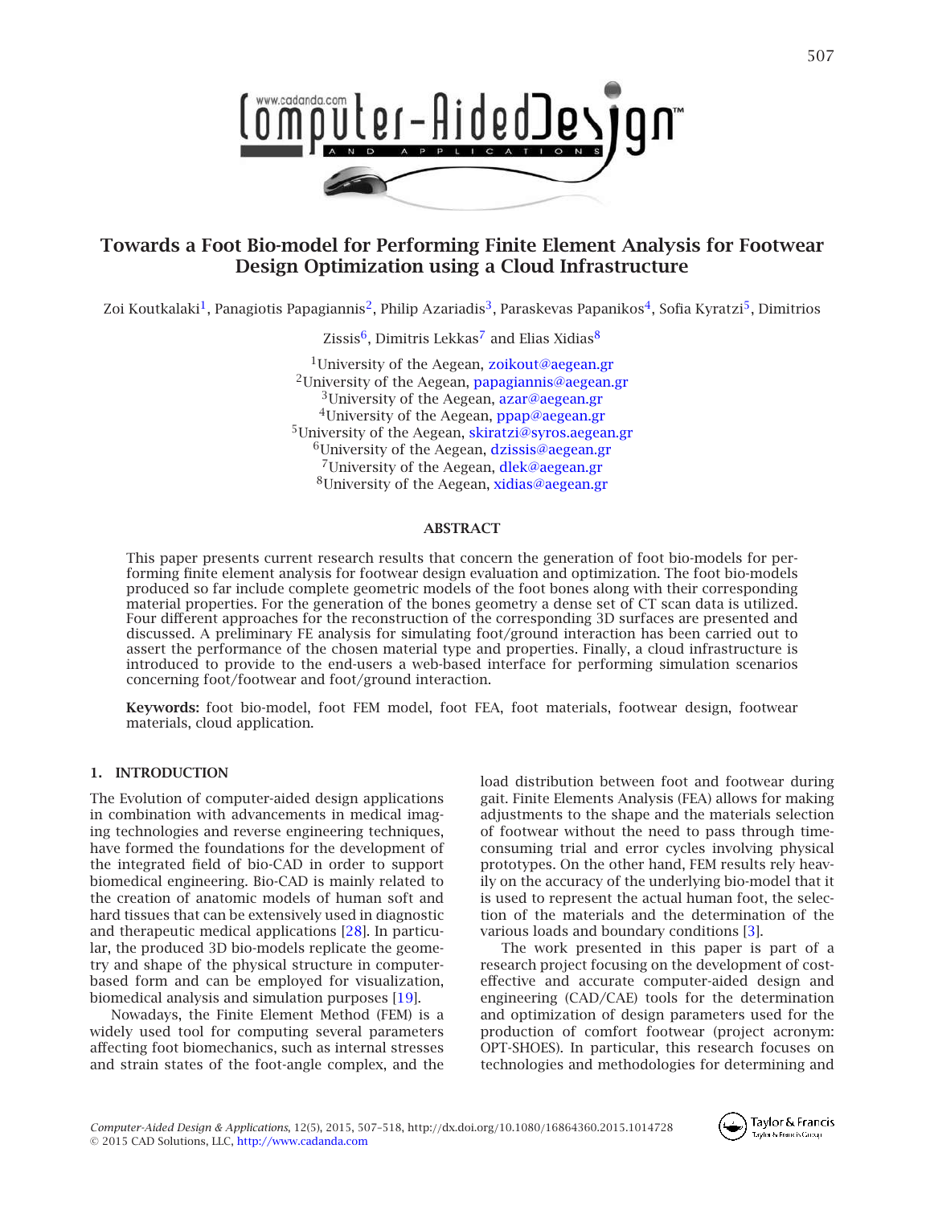# Towards a Foot Bio-model for Performing Finite Element Analysis for Footwear Design Optimization using a Cloud Infrastructure

Zoi Koutkalaki[1], Panagiotis Papagiannis[2], Philip Azariadis[3], Paraskevas Papanikos[4], Sofia Kyratzi[5], Dimitrios Zissis[6], Dimitris Lekkas[7] and Elias Xidias[8]

[1]University of the Aegean, zoikout@aegean.gr
[2]University of the Aegean, papagiannis@aegean.gr
[3]University of the Aegean, azar@aegean.gr
[4]University of the Aegean, ppap@aegean.gr
[5]University of the Aegean, skiratzi@syros.aegean.gr
[6]University of the Aegean, dzissis@aegean.gr
[7]University of the Aegean, dlek@aegean.gr
[8]University of the Aegean, xidias@aegean.gr

## ABSTRACT

This paper presents current research results that concern the generation of foot bio-models for performing finite element analysis for footwear design evaluation and optimization. The foot bio-models produced so far include complete geometric models of the foot bones along with their corresponding material properties. For the generation of the bones geometry a dense set of CT scan data is utilized. Four different approaches for the reconstruction of the corresponding 3D surfaces are presented and discussed. A preliminary FE analysis for simulating foot/ground interaction has been carried out to assert the performance of the chosen material type and properties. Finally, a cloud infrastructure is introduced to provide to the end-users a web-based interface for performing simulation scenarios concerning foot/footwear and foot/ground interaction.

**Keywords:** foot bio-model, foot FEM model, foot FEA, foot materials, footwear design, footwear materials, cloud application.

## 1. INTRODUCTION

The Evolution of computer-aided design applications in combination with advancements in medical imaging technologies and reverse engineering techniques, have formed the foundations for the development of the integrated field of bio-CAD in order to support biomedical engineering. Bio-CAD is mainly related to the creation of anatomic models of human soft and hard tissues that can be extensively used in diagnostic and therapeutic medical applications [28]. In particular, the produced 3D bio-models replicate the geometry and shape of the physical structure in computer-based form and can be employed for visualization, biomedical analysis and simulation purposes [19].

Nowadays, the Finite Element Method (FEM) is a widely used tool for computing several parameters affecting foot biomechanics, such as internal stresses and strain states of the foot-angle complex, and the load distribution between foot and footwear during gait. Finite Elements Analysis (FEA) allows for making adjustments to the shape and the materials selection of footwear without the need to pass through time-consuming trial and error cycles involving physical prototypes. On the other hand, FEM results rely heavily on the accuracy of the underlying bio-model that it is used to represent the actual human foot, the selection of the materials and the determination of the various loads and boundary conditions [3].

The work presented in this paper is part of a research project focusing on the development of cost-effective and accurate computer-aided design and engineering (CAD/CAE) tools for the determination and optimization of design parameters used for the production of comfort footwear (project acronym: OPT-SHOES). In particular, this research focuses on technologies and methodologies for determining and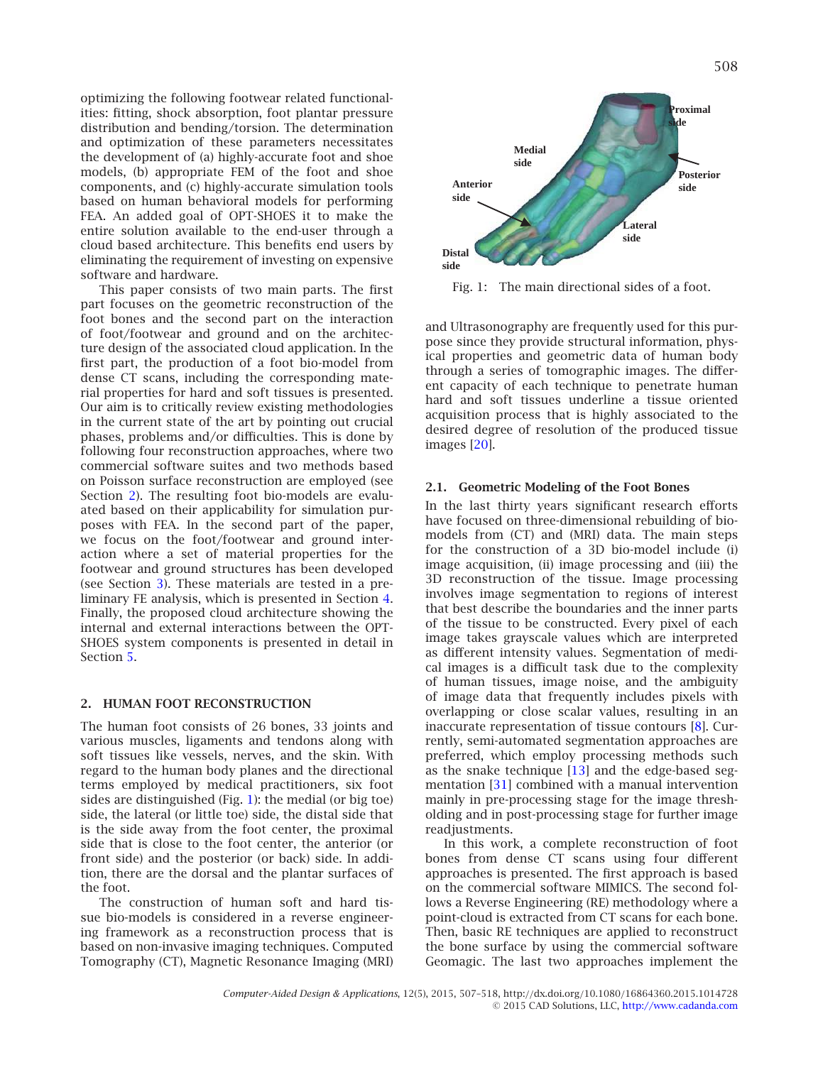optimizing the following footwear related functionalities: fitting, shock absorption, foot plantar pressure distribution and bending/torsion. The determination and optimization of these parameters necessitates the development of (a) highly-accurate foot and shoe models, (b) appropriate FEM of the foot and shoe components, and (c) highly-accurate simulation tools based on human behavioral models for performing FEA. An added goal of OPT-SHOES it to make the entire solution available to the end-user through a cloud based architecture. This benefits end users by eliminating the requirement of investing on expensive software and hardware.

This paper consists of two main parts. The first part focuses on the geometric reconstruction of the foot bones and the second part on the interaction of foot/footwear and ground and on the architecture design of the associated cloud application. In the first part, the production of a foot bio-model from dense CT scans, including the corresponding material properties for hard and soft tissues is presented. Our aim is to critically review existing methodologies in the current state of the art by pointing out crucial phases, problems and/or difficulties. This is done by following four reconstruction approaches, where two commercial software suites and two methods based on Poisson surface reconstruction are employed (see Section 2). The resulting foot bio-models are evaluated based on their applicability for simulation purposes with FEA. In the second part of the paper, we focus on the foot/footwear and ground interaction where a set of material properties for the footwear and ground structures has been developed (see Section 3). These materials are tested in a preliminary FE analysis, which is presented in Section 4. Finally, the proposed cloud architecture showing the internal and external interactions between the OPT-SHOES system components is presented in detail in Section 5.

## 2. HUMAN FOOT RECONSTRUCTION

The human foot consists of 26 bones, 33 joints and various muscles, ligaments and tendons along with soft tissues like vessels, nerves, and the skin. With regard to the human body planes and the directional terms employed by medical practitioners, six foot sides are distinguished (Fig. 1): the medial (or big toe) side, the lateral (or little toe) side, the distal side that is the side away from the foot center, the proximal side that is close to the foot center, the anterior (or front side) and the posterior (or back) side. In addition, there are the dorsal and the plantar surfaces of the foot.

The construction of human soft and hard tissue bio-models is considered in a reverse engineering framework as a reconstruction process that is based on non-invasive imaging techniques. Computed Tomography (CT), Magnetic Resonance Imaging (MRI) and Ultrasonography are frequently used for this purpose since they provide structural information, physical properties and geometric data of human body through a series of tomographic images. The different capacity of each technique to penetrate human hard and soft tissues underline a tissue oriented acquisition process that is highly associated to the desired degree of resolution of the produced tissue images [20].

Fig. 1: The main directional sides of a foot.

### 2.1. Geometric Modeling of the Foot Bones

In the last thirty years significant research efforts have focused on three-dimensional rebuilding of bio-models from (CT) and (MRI) data. The main steps for the construction of a 3D bio-model include (i) image acquisition, (ii) image processing and (iii) the 3D reconstruction of the tissue. Image processing involves image segmentation to regions of interest that best describe the boundaries and the inner parts of the tissue to be constructed. Every pixel of each image takes grayscale values which are interpreted as different intensity values. Segmentation of medical images is a difficult task due to the complexity of human tissues, image noise, and the ambiguity of image data that frequently includes pixels with overlapping or close scalar values, resulting in an inaccurate representation of tissue contours [8]. Currently, semi-automated segmentation approaches are preferred, which employ processing methods such as the snake technique [13] and the edge-based segmentation [31] combined with a manual intervention mainly in pre-processing stage for the image thresholding and in post-processing stage for further image readjustments.

In this work, a complete reconstruction of foot bones from dense CT scans using four different approaches is presented. The first approach is based on the commercial software MIMICS. The second follows a Reverse Engineering (RE) methodology where a point-cloud is extracted from CT scans for each bone. Then, basic RE techniques are applied to reconstruct the bone surface by using the commercial software Geomagic. The last two approaches implement the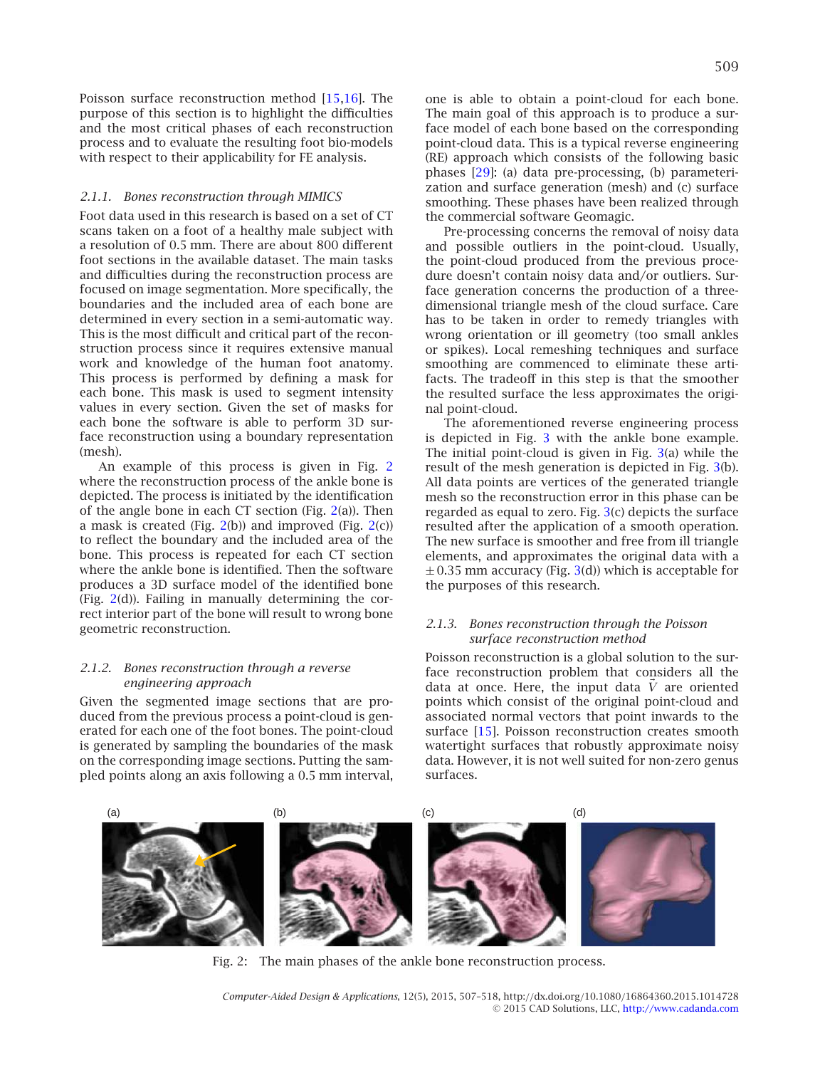Poisson surface reconstruction method [15,16]. The purpose of this section is to highlight the difficulties and the most critical phases of each reconstruction process and to evaluate the resulting foot bio-models with respect to their applicability for FE analysis.

### 2.1.1. Bones reconstruction through MIMICS

Foot data used in this research is based on a set of CT scans taken on a foot of a healthy male subject with a resolution of 0.5 mm. There are about 800 different foot sections in the available dataset. The main tasks and difficulties during the reconstruction process are focused on image segmentation. More specifically, the boundaries and the included area of each bone are determined in every section in a semi-automatic way. This is the most difficult and critical part of the reconstruction process since it requires extensive manual work and knowledge of the human foot anatomy. This process is performed by defining a mask for each bone. This mask is used to segment intensity values in every section. Given the set of masks for each bone the software is able to perform 3D surface reconstruction using a boundary representation (mesh).

An example of this process is given in Fig. 2 where the reconstruction process of the ankle bone is depicted. The process is initiated by the identification of the angle bone in each CT section (Fig. 2(a)). Then a mask is created (Fig. 2(b)) and improved (Fig. 2(c)) to reflect the boundary and the included area of the bone. This process is repeated for each CT section where the ankle bone is identified. Then the software produces a 3D surface model of the identified bone (Fig. 2(d)). Failing in manually determining the correct interior part of the bone will result to wrong bone geometric reconstruction.

### 2.1.2. Bones reconstruction through a reverse engineering approach

Given the segmented image sections that are produced from the previous process a point-cloud is generated for each one of the foot bones. The point-cloud is generated by sampling the boundaries of the mask on the corresponding image sections. Putting the sampled points along an axis following a 0.5 mm interval, one is able to obtain a point-cloud for each bone. The main goal of this approach is to produce a surface model of each bone based on the corresponding point-cloud data. This is a typical reverse engineering (RE) approach which consists of the following basic phases [29]: (a) data pre-processing, (b) parameterization and surface generation (mesh) and (c) surface smoothing. These phases have been realized through the commercial software Geomagic.

Pre-processing concerns the removal of noisy data and possible outliers in the point-cloud. Usually, the point-cloud produced from the previous procedure doesn't contain noisy data and/or outliers. Surface generation concerns the production of a three-dimensional triangle mesh of the cloud surface. Care has to be taken in order to remedy triangles with wrong orientation or ill geometry (too small ankles or spikes). Local remeshing techniques and surface smoothing are commenced to eliminate these artifacts. The tradeoff in this step is that the smoother the resulted surface the less approximates the original point-cloud.

The aforementioned reverse engineering process is depicted in Fig. 3 with the ankle bone example. The initial point-cloud is given in Fig. 3(a) while the result of the mesh generation is depicted in Fig. 3(b). All data points are vertices of the generated triangle mesh so the reconstruction error in this phase can be regarded as equal to zero. Fig. 3(c) depicts the surface resulted after the application of a smooth operation. The new surface is smoother and free from ill triangle elements, and approximates the original data with a $\pm 0.35$ mm accuracy (Fig. 3(d)) which is acceptable for the purposes of this research.

### 2.1.3. Bones reconstruction through the Poisson surface reconstruction method

Poisson reconstruction is a global solution to the surface reconstruction problem that considers all the data at once. Here, the input data $\vec{V}$ are oriented points which consist of the original point-cloud and associated normal vectors that point inwards to the surface [15]. Poisson reconstruction creates smooth watertight surfaces that robustly approximate noisy data. However, it is not well suited for non-zero genus surfaces.

Fig. 2: The main phases of the ankle bone reconstruction process.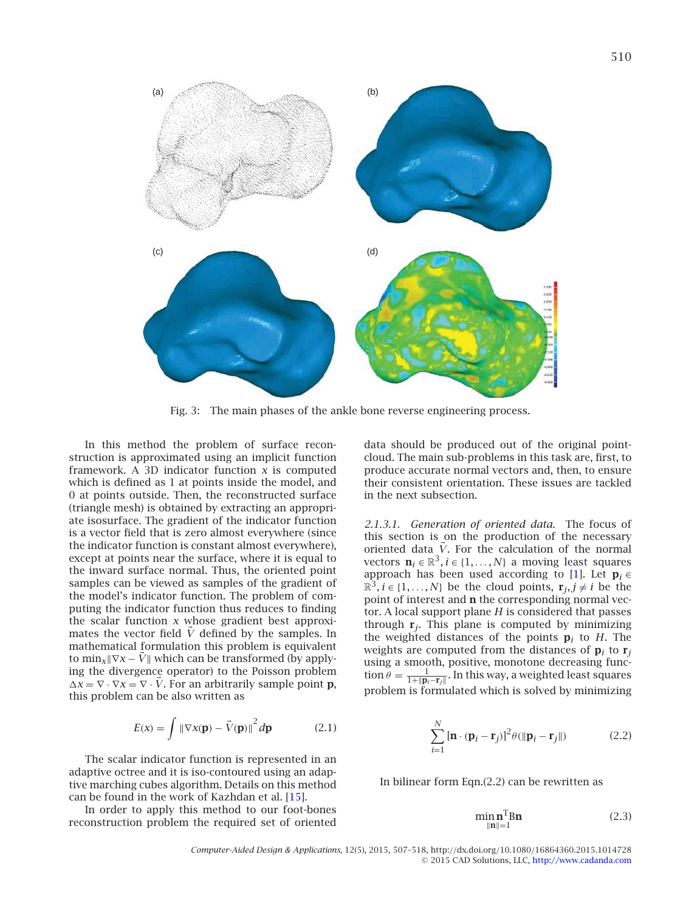Fig. 3: The main phases of the ankle bone reverse engineering process.

In this method the problem of surface reconstruction is approximated using an implicit function framework. A 3D indicator function $x$ is computed which is defined as 1 at points inside the model, and 0 at points outside. Then, the reconstructed surface (triangle mesh) is obtained by extracting an appropriate isosurface. The gradient of the indicator function is a vector field that is zero almost everywhere (since the indicator function is constant almost everywhere), except at points near the surface, where it is equal to the inward surface normal. Thus, the oriented point samples can be viewed as samples of the gradient of the model's indicator function. The problem of computing the indicator function thus reduces to finding the scalar function $x$ whose gradient best approximates the vector field $\vec{V}$ defined by the samples. In mathematical formulation this problem is equivalent to $\min_x \|\nabla x - \vec{V}\|$ which can be transformed (by applying the divergence operator) to the Poisson problem $\Delta x = \nabla \cdot \nabla x = \nabla \cdot \vec{V}$. For an arbitrarily sample point $\mathbf{p}$, this problem can be also written as

$$E(x) = \int \|\nabla x(\mathbf{p}) - \vec{V}(\mathbf{p})\|^2 d\mathbf{p} \qquad (2.1)$$

The scalar indicator function is represented in an adaptive octree and it is iso-contoured using an adaptive marching cubes algorithm. Details on this method can be found in the work of Kazhdan et al. [15].

In order to apply this method to our foot-bones reconstruction problem the required set of oriented data should be produced out of the original point-cloud. The main sub-problems in this task are, first, to produce accurate normal vectors and, then, to ensure their consistent orientation. These issues are tackled in the next subsection.

*2.1.3.1. Generation of oriented data.* The focus of this section is on the production of the necessary oriented data $\vec{V}$. For the calculation of the normal vectors $\mathbf{n}_i \in \mathbb{R}^3, i \in \{1, \ldots, N\}$ a moving least squares approach has been used according to [1]. Let $\mathbf{p}_i \in \mathbb{R}^3, i \in \{1, \ldots, N\}$ be the cloud points, $\mathbf{r}_j, j \neq i$ be the point of interest and $\mathbf{n}$ the corresponding normal vector. A local support plane $H$ is considered that passes through $\mathbf{r}_j$. This plane is computed by minimizing the weighted distances of the points $\mathbf{p}_i$ to $H$. The weights are computed from the distances of $\mathbf{p}_i$ to $\mathbf{r}_j$ using a smooth, positive, monotone decreasing function $\theta = \frac{1}{1+\|\mathbf{p}_i - \mathbf{r}_j\|}$. In this way, a weighted least squares problem is formulated which is solved by minimizing

$$\sum_{i=1}^{N} [\mathbf{n} \cdot (\mathbf{p}_i - \mathbf{r}_j)]^2 \theta(\|\mathbf{p}_i - \mathbf{r}_j\|) \qquad (2.2)$$

In bilinear form Eqn.(2.2) can be rewritten as

$$\min_{\|\mathbf{n}\|=1} \mathbf{n}^{\mathrm{T}} \mathrm{B} \mathbf{n} \qquad (2.3)$$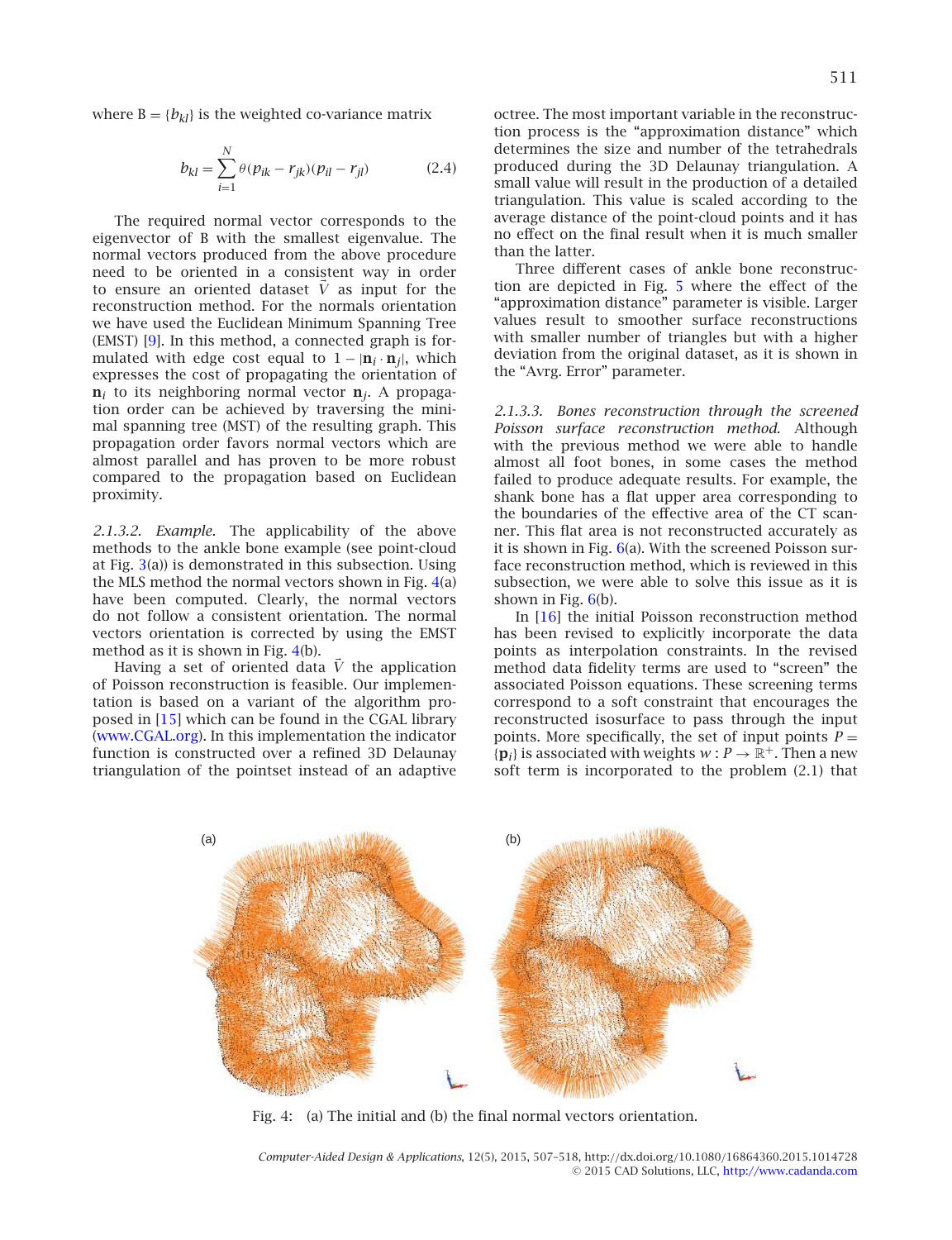where $B = \{b_{kl}\}$ is the weighted co-variance matrix

$$b_{kl} = \sum_{i=1}^{N} \theta(p_{ik} - r_{jk})(p_{il} - r_{jl}) \tag{2.4}$$

The required normal vector corresponds to the eigenvector of B with the smallest eigenvalue. The normal vectors produced from the above procedure need to be oriented in a consistent way in order to ensure an oriented dataset $\vec{V}$ as input for the reconstruction method. For the normals orientation we have used the Euclidean Minimum Spanning Tree (EMST) [9]. In this method, a connected graph is formulated with edge cost equal to $1 - |\mathbf{n}_i \cdot \mathbf{n}_j|$, which expresses the cost of propagating the orientation of $\mathbf{n}_i$ to its neighboring normal vector $\mathbf{n}_j$. A propagation order can be achieved by traversing the minimal spanning tree (MST) of the resulting graph. This propagation order favors normal vectors which are almost parallel and has proven to be more robust compared to the propagation based on Euclidean proximity.

*2.1.3.2. Example.* The applicability of the above methods to the ankle bone example (see point-cloud at Fig. 3(a)) is demonstrated in this subsection. Using the MLS method the normal vectors shown in Fig. 4(a) have been computed. Clearly, the normal vectors do not follow a consistent orientation. The normal vectors orientation is corrected by using the EMST method as it is shown in Fig. 4(b).

Having a set of oriented data $\vec{V}$ the application of Poisson reconstruction is feasible. Our implementation is based on a variant of the algorithm proposed in [15] which can be found in the CGAL library (www.CGAL.org). In this implementation the indicator function is constructed over a refined 3D Delaunay triangulation of the pointset instead of an adaptive octree. The most important variable in the reconstruction process is the "approximation distance" which determines the size and number of the tetrahedrals produced during the 3D Delaunay triangulation. A small value will result in the production of a detailed triangulation. This value is scaled according to the average distance of the point-cloud points and it has no effect on the final result when it is much smaller than the latter.

Three different cases of ankle bone reconstruction are depicted in Fig. 5 where the effect of the "approximation distance" parameter is visible. Larger values result to smoother surface reconstructions with smaller number of triangles but with a higher deviation from the original dataset, as it is shown in the "Avrg. Error" parameter.

*2.1.3.3. Bones reconstruction through the screened Poisson surface reconstruction method.* Although with the previous method we were able to handle almost all foot bones, in some cases the method failed to produce adequate results. For example, the shank bone has a flat upper area corresponding to the boundaries of the effective area of the CT scanner. This flat area is not reconstructed accurately as it is shown in Fig. 6(a). With the screened Poisson surface reconstruction method, which is reviewed in this subsection, we were able to solve this issue as it is shown in Fig. 6(b).

In [16] the initial Poisson reconstruction method has been revised to explicitly incorporate the data points as interpolation constraints. In the revised method data fidelity terms are used to "screen" the associated Poisson equations. These screening terms correspond to a soft constraint that encourages the reconstructed isosurface to pass through the input points. More specifically, the set of input points $P = \{\mathbf{p}_i\}$ is associated with weights $w : P \to \mathbb{R}^+$. Then a new soft term is incorporated to the problem (2.1) that

Fig. 4: (a) The initial and (b) the final normal vectors orientation.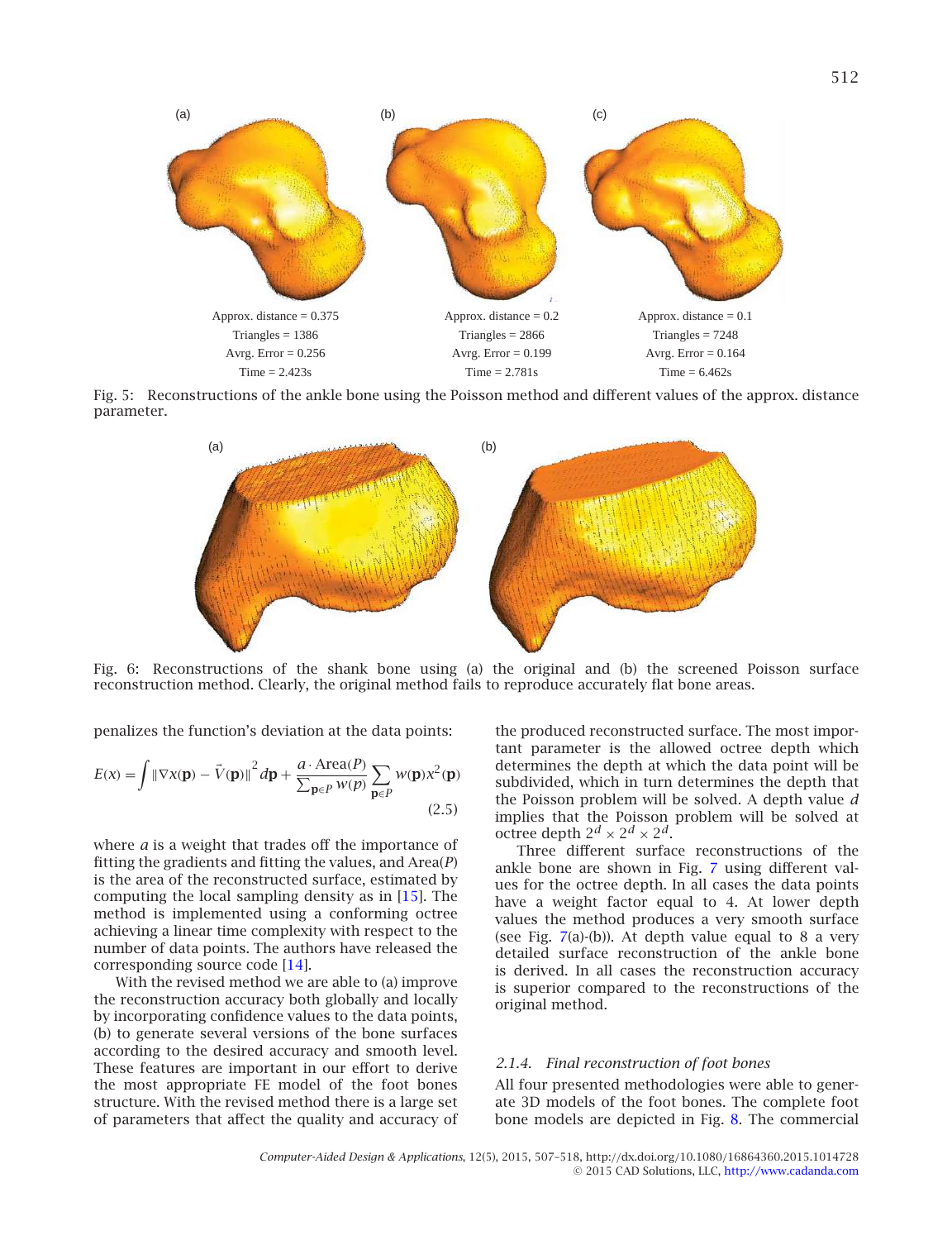(a) (b) (c)

Approx. distance = 0.375
Triangles = 1386
Avrg. Error = 0.256
Time = 2.423s

Approx. distance = 0.2
Triangles = 2866
Avrg. Error = 0.199
Time = 2.781s

Approx. distance = 0.1
Triangles = 7248
Avrg. Error = 0.164
Time = 6.462s

Fig. 5: Reconstructions of the ankle bone using the Poisson method and different values of the approx. distance parameter.

(a) (b)

Fig. 6: Reconstructions of the shank bone using (a) the original and (b) the screened Poisson surface reconstruction method. Clearly, the original method fails to reproduce accurately flat bone areas.

penalizes the function's deviation at the data points:

$$E(x) = \int \|\nabla x(\mathbf{p}) - \vec{V}(\mathbf{p})\|^2 d\mathbf{p} + \frac{a \cdot \text{Area}(P)}{\sum_{\mathbf{p} \in P} w(p)} \sum_{\mathbf{p} \in P} w(\mathbf{p}) x^2(\mathbf{p}) \tag{2.5}$$

where $a$ is a weight that trades off the importance of fitting the gradients and fitting the values, and Area($P$) is the area of the reconstructed surface, estimated by computing the local sampling density as in [15]. The method is implemented using a conforming octree achieving a linear time complexity with respect to the number of data points. The authors have released the corresponding source code [14].

With the revised method we are able to (a) improve the reconstruction accuracy both globally and locally by incorporating confidence values to the data points, (b) to generate several versions of the bone surfaces according to the desired accuracy and smooth level. These features are important in our effort to derive the most appropriate FE model of the foot bones structure. With the revised method there is a large set of parameters that affect the quality and accuracy of the produced reconstructed surface. The most important parameter is the allowed octree depth which determines the depth at which the data point will be subdivided, which in turn determines the depth that the Poisson problem will be solved. A depth value $d$ implies that the Poisson problem will be solved at octree depth $2^d \times 2^d \times 2^d$.

Three different surface reconstructions of the ankle bone are shown in Fig. 7 using different values for the octree depth. In all cases the data points have a weight factor equal to 4. At lower depth values the method produces a very smooth surface (see Fig. 7(a)-(b)). At depth value equal to 8 a very detailed surface reconstruction of the ankle bone is derived. In all cases the reconstruction accuracy is superior compared to the reconstructions of the original method.

#### *2.1.4. Final reconstruction of foot bones*

All four presented methodologies were able to generate 3D models of the foot bones. The complete foot bone models are depicted in Fig. 8. The commercial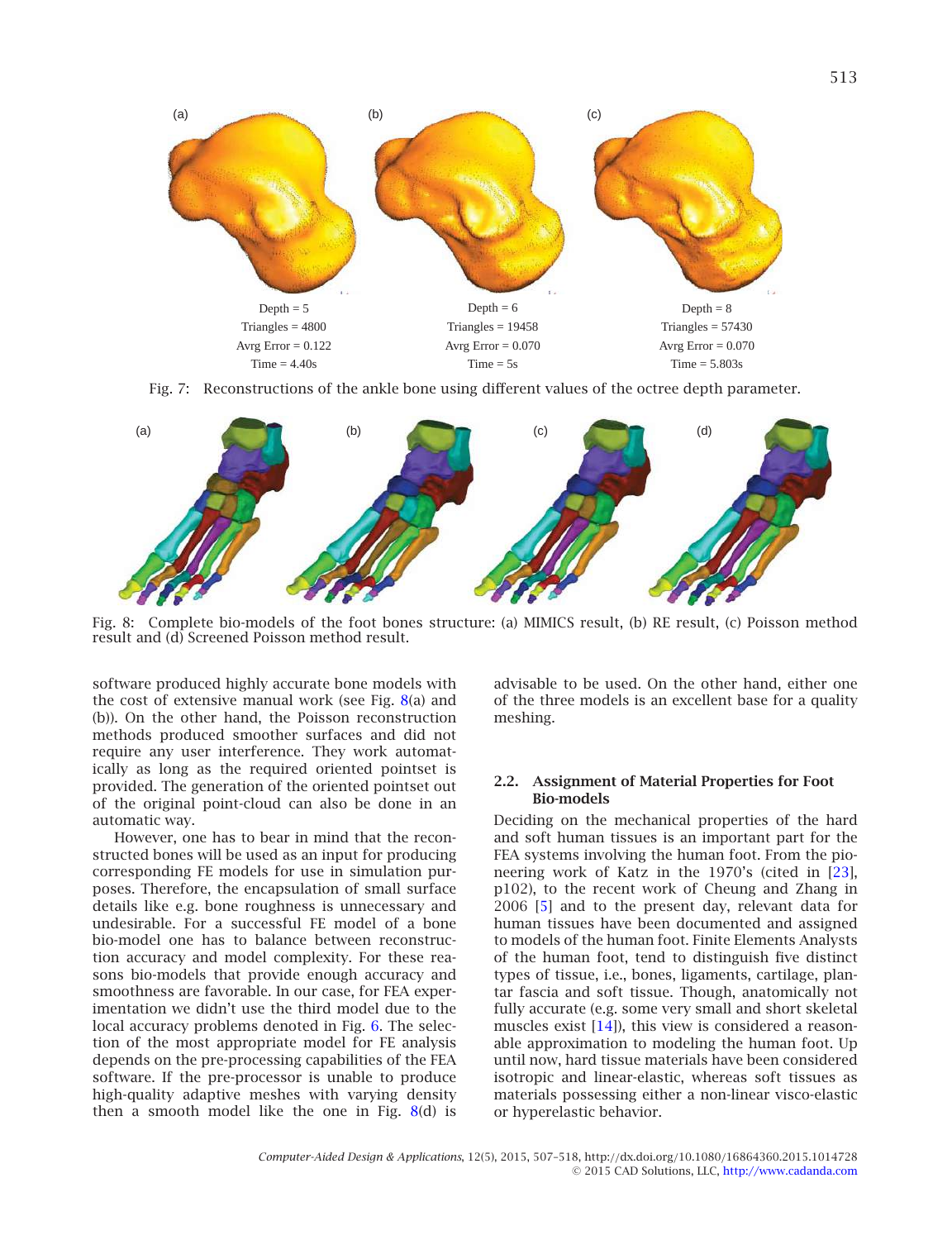Depth = 5
Triangles = 4800
Avrg Error = 0.122
Time = 4.40s

Depth = 6
Triangles = 19458
Avrg Error = 0.070
Time = 5s

Depth = 8
Triangles = 57430
Avrg Error = 0.070
Time = 5.803s

Fig. 7: Reconstructions of the ankle bone using different values of the octree depth parameter.

Fig. 8: Complete bio-models of the foot bones structure: (a) MIMICS result, (b) RE result, (c) Poisson method result and (d) Screened Poisson method result.

software produced highly accurate bone models with the cost of extensive manual work (see Fig. 8(a) and (b)). On the other hand, the Poisson reconstruction methods produced smoother surfaces and did not require any user interference. They work automatically as long as the required oriented pointset is provided. The generation of the oriented pointset out of the original point-cloud can also be done in an automatic way.

However, one has to bear in mind that the reconstructed bones will be used as an input for producing corresponding FE models for use in simulation purposes. Therefore, the encapsulation of small surface details like e.g. bone roughness is unnecessary and undesirable. For a successful FE model of a bone bio-model one has to balance between reconstruction accuracy and model complexity. For these reasons bio-models that provide enough accuracy and smoothness are favorable. In our case, for FEA experimentation we didn't use the third model due to the local accuracy problems denoted in Fig. 6. The selection of the most appropriate model for FE analysis depends on the pre-processing capabilities of the FEA software. If the pre-processor is unable to produce high-quality adaptive meshes with varying density then a smooth model like the one in Fig. 8(d) is advisable to be used. On the other hand, either one of the three models is an excellent base for a quality meshing.

### 2.2. Assignment of Material Properties for Foot Bio-models

Deciding on the mechanical properties of the hard and soft human tissues is an important part for the FEA systems involving the human foot. From the pioneering work of Katz in the 1970's (cited in [23], p102), to the recent work of Cheung and Zhang in 2006 [5] and to the present day, relevant data for human tissues have been documented and assigned to models of the human foot. Finite Elements Analysts of the human foot, tend to distinguish five distinct types of tissue, i.e., bones, ligaments, cartilage, plantar fascia and soft tissue. Though, anatomically not fully accurate (e.g. some very small and short skeletal muscles exist [14]), this view is considered a reasonable approximation to modeling the human foot. Up until now, hard tissue materials have been considered isotropic and linear-elastic, whereas soft tissues as materials possessing either a non-linear visco-elastic or hyperelastic behavior.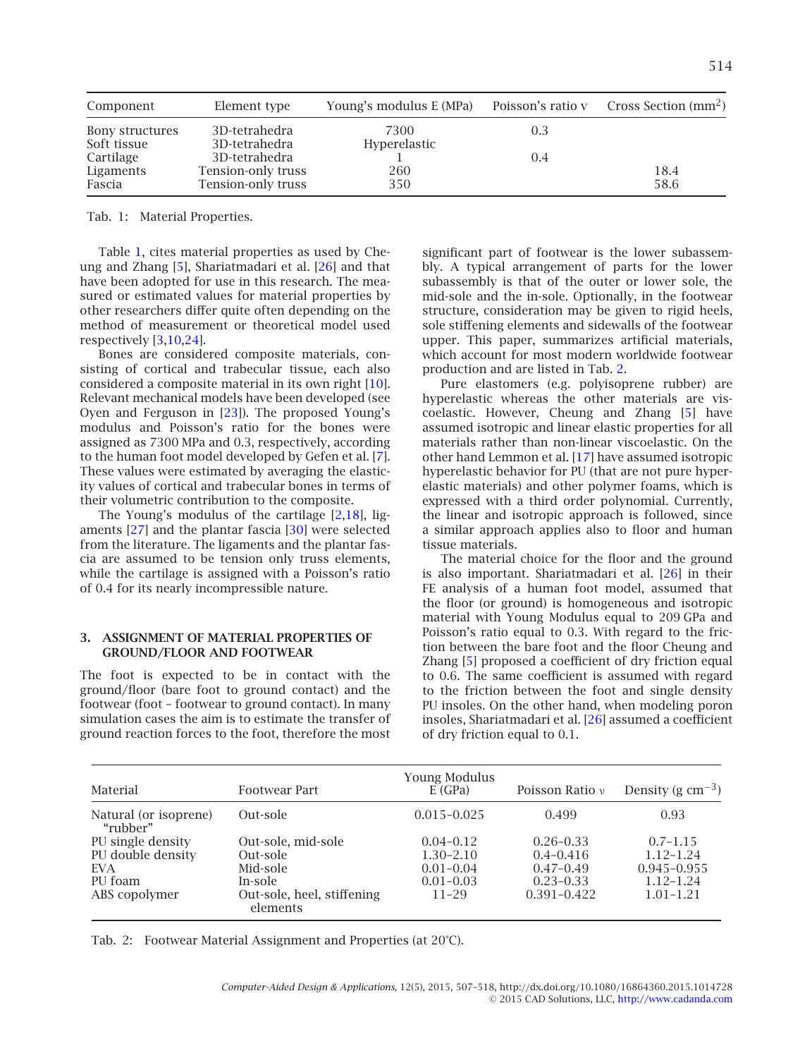| Component | Element type | Young's modulus E (MPa) | Poisson's ratio v | Cross Section ($mm^2$) |
|---|---|---|---|---|
| Bony structures | 3D-tetrahedra | 7300 | 0.3 | |
| Soft tissue | 3D-tetrahedra | Hyperelastic | | |
| Cartilage | 3D-tetrahedra | 1 | 0.4 | |
| Ligaments | Tension-only truss | 260 | | 18.4 |
| Fascia | Tension-only truss | 350 | | 58.6 |

Tab. 1: Material Properties.

Table 1, cites material properties as used by Cheung and Zhang [5], Shariatmadari et al. [26] and that have been adopted for use in this research. The measured or estimated values for material properties by other researchers differ quite often depending on the method of measurement or theoretical model used respectively [3,10,24].

Bones are considered composite materials, consisting of cortical and trabecular tissue, each also considered a composite material in its own right [10]. Relevant mechanical models have been developed (see Oyen and Ferguson in [23]). The proposed Young's modulus and Poisson's ratio for the bones were assigned as 7300 MPa and 0.3, respectively, according to the human foot model developed by Gefen et al. [7]. These values were estimated by averaging the elasticity values of cortical and trabecular bones in terms of their volumetric contribution to the composite.

The Young's modulus of the cartilage [2,18], ligaments [27] and the plantar fascia [30] were selected from the literature. The ligaments and the plantar fascia are assumed to be tension only truss elements, while the cartilage is assigned with a Poisson's ratio of 0.4 for its nearly incompressible nature.

## 3. ASSIGNMENT OF MATERIAL PROPERTIES OF GROUND/FLOOR AND FOOTWEAR

The foot is expected to be in contact with the ground/floor (bare foot to ground contact) and the footwear (foot – footwear to ground contact). In many simulation cases the aim is to estimate the transfer of ground reaction forces to the foot, therefore the most significant part of footwear is the lower subassembly. A typical arrangement of parts for the lower subassembly is that of the outer or lower sole, the mid-sole and the in-sole. Optionally, in the footwear structure, consideration may be given to rigid heels, sole stiffening elements and sidewalls of the footwear upper. This paper, summarizes artificial materials, which account for most modern worldwide footwear production and are listed in Tab. 2.

Pure elastomers (e.g. polyisoprene rubber) are hyperelastic whereas the other materials are viscoelastic. However, Cheung and Zhang [5] have assumed isotropic and linear elastic properties for all materials rather than non-linear viscoelastic. On the other hand Lemmon et al. [17] have assumed isotropic hyperelastic behavior for PU (that are not pure hyperelastic materials) and other polymer foams, which is expressed with a third order polynomial. Currently, the linear and isotropic approach is followed, since a similar approach applies also to floor and human tissue materials.

The material choice for the floor and the ground is also important. Shariatmadari et al. [26] in their FE analysis of a human foot model, assumed that the floor (or ground) is homogeneous and isotropic material with Young Modulus equal to 209 GPa and Poisson's ratio equal to 0.3. With regard to the friction between the bare foot and the floor Cheung and Zhang [5] proposed a coefficient of dry friction equal to 0.6. The same coefficient is assumed with regard to the friction between the foot and single density PU insoles. On the other hand, when modeling poron insoles, Shariatmadari et al. [26] assumed a coefficient of dry friction equal to 0.1.

| Material | Footwear Part | Young Modulus E (GPa) | Poisson Ratio $\nu$ | Density (g $cm^{-3}$) |
|---|---|---|---|---|
| Natural (or isoprene) "rubber" | Out-sole | 0.015–0.025 | 0.499 | 0.93 |
| PU single density | Out-sole, mid-sole | 0.04–0.12 | 0.26–0.33 | 0.7–1.15 |
| PU double density | Out-sole | 1.30–2.10 | 0.4–0.416 | 1.12–1.24 |
| EVA | Mid-sole | 0.01–0.04 | 0.47–0.49 | 0.945–0.955 |
| PU foam | In-sole | 0.01–0.03 | 0.23–0.33 | 1.12–1.24 |
| ABS copolymer | Out-sole, heel, stiffening elements | 11–29 | 0.391–0.422 | 1.01–1.21 |

Tab. 2: Footwear Material Assignment and Properties (at 20°C).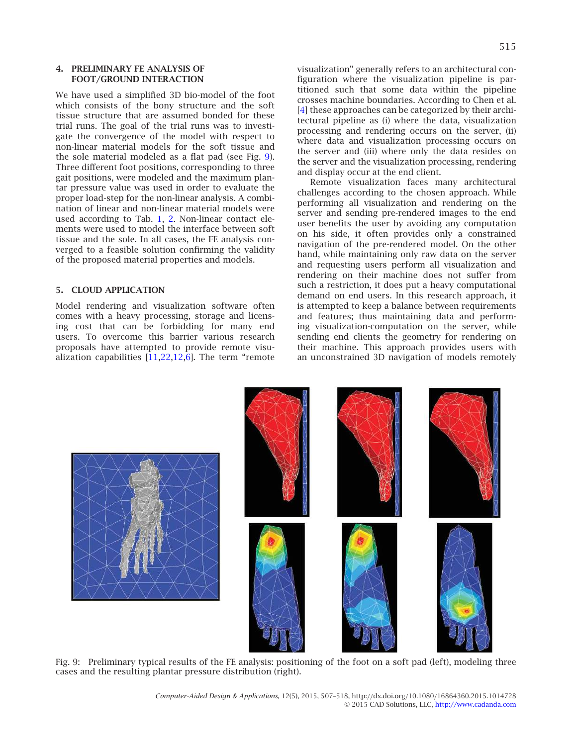## 4. PRELIMINARY FE ANALYSIS OF FOOT/GROUND INTERACTION

We have used a simplified 3D bio-model of the foot which consists of the bony structure and the soft tissue structure that are assumed bonded for these trial runs. The goal of the trial runs was to investigate the convergence of the model with respect to non-linear material models for the soft tissue and the sole material modeled as a flat pad (see Fig. 9). Three different foot positions, corresponding to three gait positions, were modeled and the maximum plantar pressure value was used in order to evaluate the proper load-step for the non-linear analysis. A combination of linear and non-linear material models were used according to Tab. 1, 2. Non-linear contact elements were used to model the interface between soft tissue and the sole. In all cases, the FE analysis converged to a feasible solution confirming the validity of the proposed material properties and models.

## 5. CLOUD APPLICATION

Model rendering and visualization software often comes with a heavy processing, storage and licensing cost that can be forbidding for many end users. To overcome this barrier various research proposals have attempted to provide remote visualization capabilities [11,22,12,6]. The term "remote visualization" generally refers to an architectural configuration where the visualization pipeline is partitioned such that some data within the pipeline crosses machine boundaries. According to Chen et al. [4] these approaches can be categorized by their architectural pipeline as (i) where the data, visualization processing and rendering occurs on the server, (ii) where data and visualization processing occurs on the server and (iii) where only the data resides on the server and the visualization processing, rendering and display occur at the end client.

Remote visualization faces many architectural challenges according to the chosen approach. While performing all visualization and rendering on the server and sending pre-rendered images to the end user benefits the user by avoiding any computation on his side, it often provides only a constrained navigation of the pre-rendered model. On the other hand, while maintaining only raw data on the server and requesting users perform all visualization and rendering on their machine does not suffer from such a restriction, it does put a heavy computational demand on end users. In this research approach, it is attempted to keep a balance between requirements and features; thus maintaining data and performing visualization-computation on the server, while sending end clients the geometry for rendering on their machine. This approach provides users with an unconstrained 3D navigation of models remotely

Fig. 9: Preliminary typical results of the FE analysis: positioning of the foot on a soft pad (left), modeling three cases and the resulting plantar pressure distribution (right).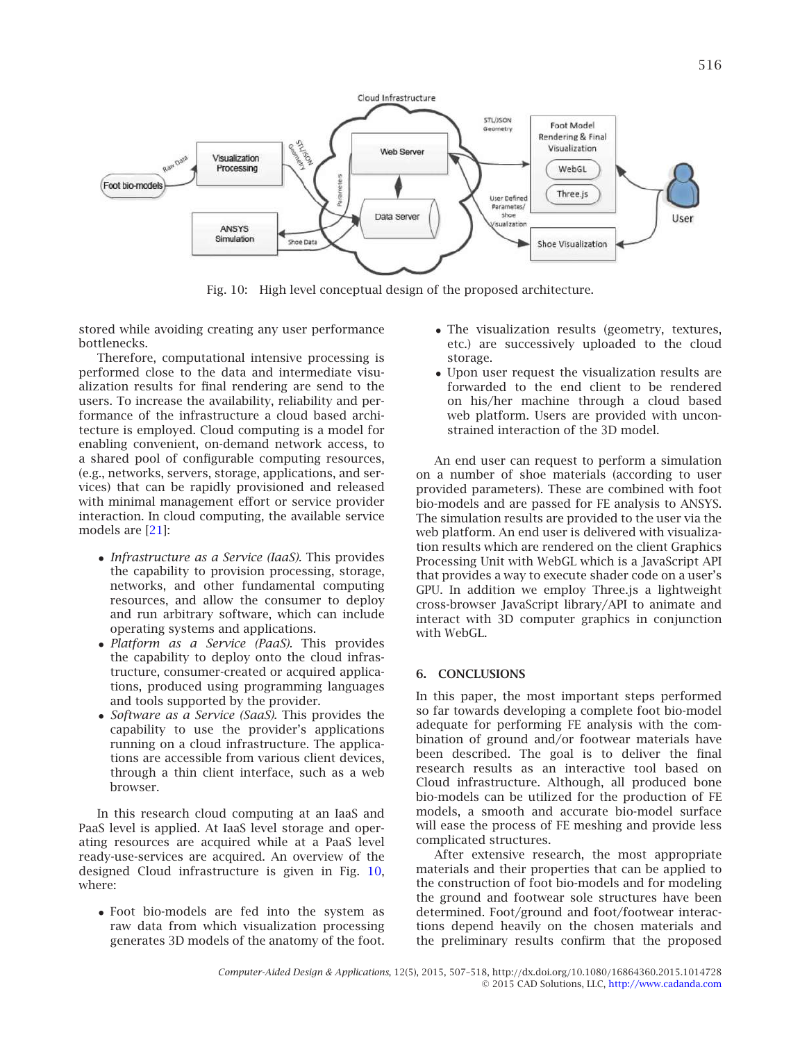Cloud Infrastructure

Foot bio-models

Raw Data

Visualization Processing

STL/JSON Geometry

Parameters

Web Server

Data Server

ANSYS Simulation

Shoe Data

STL/JSON Geometry

User Defined Parametes/ shoe visualization

Foot Model Rendering & Final Visualization

WebGL

Three.js

Shoe Visualization

User

Fig. 10: High level conceptual design of the proposed architecture.

stored while avoiding creating any user performance bottlenecks.

Therefore, computational intensive processing is performed close to the data and intermediate visualization results for final rendering are send to the users. To increase the availability, reliability and performance of the infrastructure a cloud based architecture is employed. Cloud computing is a model for enabling convenient, on-demand network access, to a shared pool of configurable computing resources, (e.g., networks, servers, storage, applications, and services) that can be rapidly provisioned and released with minimal management effort or service provider interaction. In cloud computing, the available service models are [21]:

- *Infrastructure as a Service (IaaS).* This provides the capability to provision processing, storage, networks, and other fundamental computing resources, and allow the consumer to deploy and run arbitrary software, which can include operating systems and applications.
- *Platform as a Service (PaaS).* This provides the capability to deploy onto the cloud infrastructure, consumer-created or acquired applications, produced using programming languages and tools supported by the provider.
- *Software as a Service (SaaS).* This provides the capability to use the provider's applications running on a cloud infrastructure. The applications are accessible from various client devices, through a thin client interface, such as a web browser.

In this research cloud computing at an IaaS and PaaS level is applied. At IaaS level storage and operating resources are acquired while at a PaaS level ready-use-services are acquired. An overview of the designed Cloud infrastructure is given in Fig. 10, where:

- Foot bio-models are fed into the system as raw data from which visualization processing generates 3D models of the anatomy of the foot.
- The visualization results (geometry, textures, etc.) are successively uploaded to the cloud storage.
- Upon user request the visualization results are forwarded to the end client to be rendered on his/her machine through a cloud based web platform. Users are provided with unconstrained interaction of the 3D model.

An end user can request to perform a simulation on a number of shoe materials (according to user provided parameters). These are combined with foot bio-models and are passed for FE analysis to ANSYS. The simulation results are provided to the user via the web platform. An end user is delivered with visualization results which are rendered on the client Graphics Processing Unit with WebGL which is a JavaScript API that provides a way to execute shader code on a user's GPU. In addition we employ Three.js a lightweight cross-browser JavaScript library/API to animate and interact with 3D computer graphics in conjunction with WebGL.

## 6. CONCLUSIONS

In this paper, the most important steps performed so far towards developing a complete foot bio-model adequate for performing FE analysis with the combination of ground and/or footwear materials have been described. The goal is to deliver the final research results as an interactive tool based on Cloud infrastructure. Although, all produced bone bio-models can be utilized for the production of FE models, a smooth and accurate bio-model surface will ease the process of FE meshing and provide less complicated structures.

After extensive research, the most appropriate materials and their properties that can be applied to the construction of foot bio-models and for modeling the ground and footwear sole structures have been determined. Foot/ground and foot/footwear interactions depend heavily on the chosen materials and the preliminary results confirm that the proposed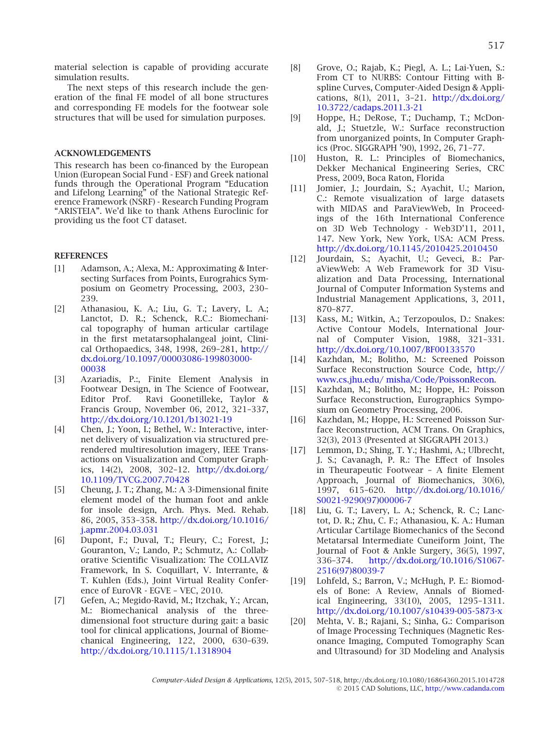material selection is capable of providing accurate simulation results.

The next steps of this research include the generation of the final FE model of all bone structures and corresponding FE models for the footwear sole structures that will be used for simulation purposes.

## ACKNOWLEDGEMENTS

This research has been co-financed by the European Union (European Social Fund - ESF) and Greek national funds through the Operational Program "Education and Lifelong Learning" of the National Strategic Reference Framework (NSRF) - Research Funding Program "ARISTEIA". We'd like to thank Athens Euroclinic for providing us the foot CT dataset.

## REFERENCES

[1] Adamson, A.; Alexa, M.: Approximating & Intersecting Surfaces from Points, Eurograhics Symposium on Geometry Processing, 2003, 230–239.

[2] Athanasiou, K. A.; Liu, G. T.; Lavery, L. A.; Lanctot, D. R.; Schenck, R.C.: Biomechanical topography of human articular cartilage in the first metatarsophalangeal joint, Clinical Orthopaedics, 348, 1998, 269–281, http://dx.doi.org/10.1097/00003086-199803000-00038

[3] Azariadis, P.:, Finite Element Analysis in Footwear Design, in The Science of Footwear, Editor Prof. Ravi Goonetilleke, Taylor & Francis Group, November 06, 2012, 321–337, http://dx.doi.org/10.1201/b13021-19

[4] Chen, J.; Yoon, I.; Bethel, W.: Interactive, internet delivery of visualization via structured prerendered multiresolution imagery, IEEE Transactions on Visualization and Computer Graphics, 14(2), 2008, 302–12. http://dx.doi.org/10.1109/TVCG.2007.70428

[5] Cheung, J. T.; Zhang, M.: A 3-Dimensional finite element model of the human foot and ankle for insole design, Arch. Phys. Med. Rehab. 86, 2005, 353–358. http://dx.doi.org/10.1016/j.apmr.2004.03.031

[6] Dupont, F.; Duval, T.; Fleury, C.; Forest, J.; Gouranton, V.; Lando, P.; Schmutz, A.: Collaborative Scientific Visualization: The COLLAVIZ Framework, In S. Coquillart, V. Interrante, & T. Kuhlen (Eds.), Joint Virtual Reality Conference of EuroVR - EGVE – VEC, 2010.

[7] Gefen, A.; Megido-Ravid, M.; Itzchak, Y.; Arcan, M.: Biomechanical analysis of the three-dimensional foot structure during gait: a basic tool for clinical applications, Journal of Biomechanical Engineering, 122, 2000, 630–639. http://dx.doi.org/10.1115/1.1318904

[8] Grove, O.; Rajab, K.; Piegl, A. L.; Lai-Yuen, S.: From CT to NURBS: Contour Fitting with B-spline Curves, Computer-Aided Design & Applications, 8(1), 2011, 3–21. http://dx.doi.org/10.3722/cadaps.2011.3-21

[9] Hoppe, H.; DeRose, T.; Duchamp, T.; McDonald, J.; Stuetzle, W.: Surface reconstruction from unorganized points, In Computer Graphics (Proc. SIGGRAPH '90), 1992, 26, 71–77.

[10] Huston, R. L.: Principles of Biomechanics, Dekker Mechanical Engineering Series, CRC Press, 2009, Boca Raton, Florida

[11] Jomier, J.; Jourdain, S.; Ayachit, U.; Marion, C.: Remote visualization of large datasets with MIDAS and ParaViewWeb, In Proceedings of the 16th International Conference on 3D Web Technology - Web3D'11, 2011, 147. New York, New York, USA: ACM Press. http://dx.doi.org/10.1145/2010425.2010450

[12] Jourdain, S.; Ayachit, U.; Geveci, B.: ParaViewWeb: A Web Framework for 3D Visualization and Data Processing, International Journal of Computer Information Systems and Industrial Management Applications, 3, 2011, 870–877.

[13] Kass, M.; Witkin, A.; Terzopoulos, D.: Snakes: Active Contour Models, International Journal of Computer Vision, 1988, 321–331. http://dx.doi.org/10.1007/BF00133570

[14] Kazhdan, M.; Bolitho, M.: Screened Poisson Surface Reconstruction Source Code, http://www.cs.jhu.edu/ misha/Code/PoissonRecon.

[15] Kazhdan, M.; Bolitho, M.; Hoppe, H.: Poisson Surface Reconstruction, Eurographics Symposium on Geometry Processing, 2006.

[16] Kazhdan, M.; Hoppe, H.: Screened Poisson Surface Reconstruction, ACM Trans. On Graphics, 32(3), 2013 (Presented at SIGGRAPH 2013.)

[17] Lemmon, D.; Shing, T. Y.; Hashmi, A.; Ulbrecht, J. S.; Cavanagh, P. R.: The Effect of Insoles in Theurapeutic Footwear – A finite Element Approach, Journal of Biomechanics, 30(6), 1997, 615–620. http://dx.doi.org/10.1016/S0021-9290(97)00006-7

[18] Liu, G. T.; Lavery, L. A.; Schenck, R. C.; Lanctot, D. R.; Zhu, C. F.; Athanasiou, K. A.: Human Articular Cartilage Biomechanics of the Second Metatarsal Intermediate Cuneiform Joint, The Journal of Foot & Ankle Surgery, 36(5), 1997, 336–374. http://dx.doi.org/10.1016/S1067-2516(97)80039-7

[19] Lohfeld, S.; Barron, V.; McHugh, P. E.: Biomodels of Bone: A Review, Annals of Biomedical Engineering, 33(10), 2005, 1295–1311. http://dx.doi.org/10.1007/s10439-005-5873-x

[20] Mehta, V. B.; Rajani, S.; Sinha, G.: Comparison of Image Processing Techniques (Magnetic Resonance Imaging, Computed Tomography Scan and Ultrasound) for 3D Modeling and Analysis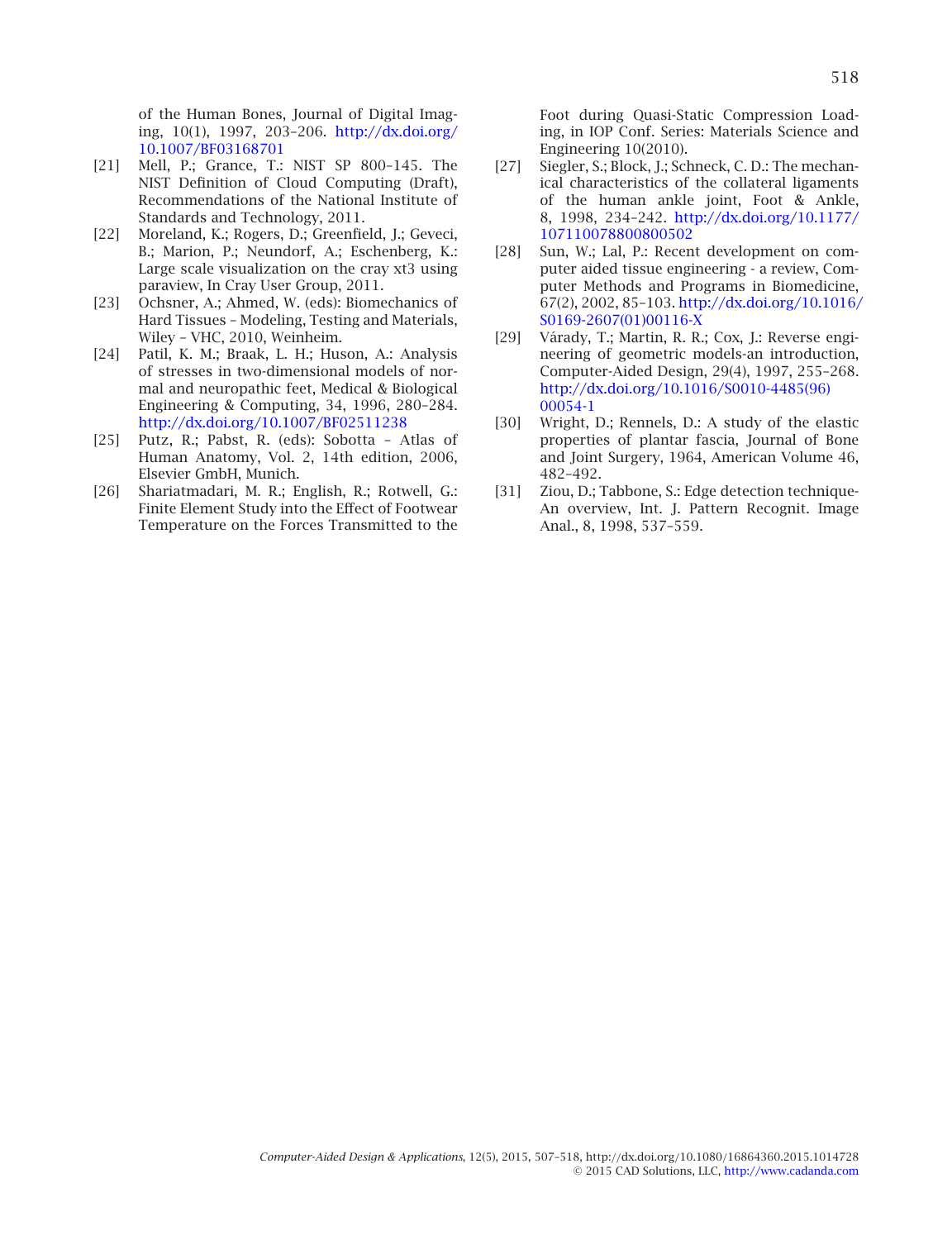of the Human Bones, Journal of Digital Imaging, 10(1), 1997, 203–206. http://dx.doi.org/10.1007/BF03168701

[21] Mell, P.; Grance, T.: NIST SP 800–145. The NIST Definition of Cloud Computing (Draft), Recommendations of the National Institute of Standards and Technology, 2011.

[22] Moreland, K.; Rogers, D.; Greenfield, J.; Geveci, B.; Marion, P.; Neundorf, A.; Eschenberg, K.: Large scale visualization on the cray xt3 using paraview, In Cray User Group, 2011.

[23] Ochsner, A.; Ahmed, W. (eds): Biomechanics of Hard Tissues – Modeling, Testing and Materials, Wiley – VHC, 2010, Weinheim.

[24] Patil, K. M.; Braak, L. H.; Huson, A.: Analysis of stresses in two-dimensional models of normal and neuropathic feet, Medical & Biological Engineering & Computing, 34, 1996, 280–284. http://dx.doi.org/10.1007/BF02511238

[25] Putz, R.; Pabst, R. (eds): Sobotta – Atlas of Human Anatomy, Vol. 2, 14th edition, 2006, Elsevier GmbH, Munich.

[26] Shariatmadari, M. R.; English, R.; Rotwell, G.: Finite Element Study into the Effect of Footwear Temperature on the Forces Transmitted to the Foot during Quasi-Static Compression Loading, in IOP Conf. Series: Materials Science and Engineering 10(2010).

[27] Siegler, S.; Block, J.; Schneck, C. D.: The mechanical characteristics of the collateral ligaments of the human ankle joint, Foot & Ankle, 8, 1998, 234–242. http://dx.doi.org/10.1177/107110078800800502

[28] Sun, W.; Lal, P.: Recent development on computer aided tissue engineering - a review, Computer Methods and Programs in Biomedicine, 67(2), 2002, 85–103. http://dx.doi.org/10.1016/S0169-2607(01)00116-X

[29] Várady, T.; Martin, R. R.; Cox, J.: Reverse engineering of geometric models-an introduction, Computer-Aided Design, 29(4), 1997, 255–268. http://dx.doi.org/10.1016/S0010-4485(96)00054-1

[30] Wright, D.; Rennels, D.: A study of the elastic properties of plantar fascia, Journal of Bone and Joint Surgery, 1964, American Volume 46, 482–492.

[31] Ziou, D.; Tabbone, S.: Edge detection technique-An overview, Int. J. Pattern Recognit. Image Anal., 8, 1998, 537–559.